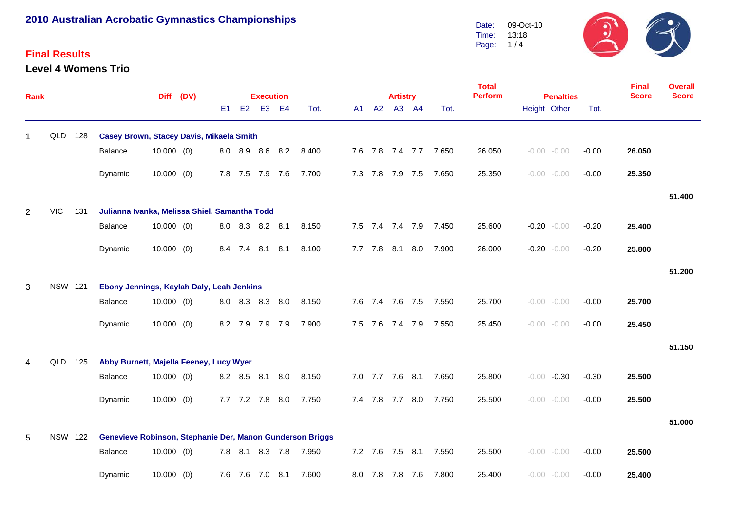# 2010 Australian Acrobatic Gymnastics Championships

Date: 09-Oct-10
Time: 13:18

## Final Results

### Level 4 Womens Trio

| Rank | | | | Diff | (DV) | Execution E1 | E2 | E3 | E4 | Tot. | Artistry A1 | A2 | A3 | A4 | Tot. | Total Perform | Penalties Height | Other | Tot. | Final Score | Overall Score |
|---|---|---|---|---|---|---|---|---|---|---|---|---|---|---|---|---|---|---|---|---|---|
| 1 | QLD | 128 | **Casey Brown, Stacey Davis, Mikaela Smith** | | | | | | | | | | | | | | | | | | |
| | | | Balance | 10.000 | (0) | 8.0 | 8.9 | 8.6 | 8.2 | 8.400 | 7.6 | 7.8 | 7.4 | 7.7 | 7.650 | 26.050 | -0.00 | -0.00 | -0.00 | **26.050** | |
| | | | Dynamic | 10.000 | (0) | 7.8 | 7.5 | 7.9 | 7.6 | 7.700 | 7.3 | 7.8 | 7.9 | 7.5 | 7.650 | 25.350 | -0.00 | -0.00 | -0.00 | **25.350** | |
| | | | | | | | | | | | | | | | | | | | | | **51.400** |
| 2 | VIC | 131 | **Julianna Ivanka, Melissa Shiel, Samantha Todd** | | | | | | | | | | | | | | | | | | |
| | | | Balance | 10.000 | (0) | 8.0 | 8.3 | 8.2 | 8.1 | 8.150 | 7.5 | 7.4 | 7.4 | 7.9 | 7.450 | 25.600 | -0.20 | -0.00 | -0.20 | **25.400** | |
| | | | Dynamic | 10.000 | (0) | 8.4 | 7.4 | 8.1 | 8.1 | 8.100 | 7.7 | 7.8 | 8.1 | 8.0 | 7.900 | 26.000 | -0.20 | -0.00 | -0.20 | **25.800** | |
| | | | | | | | | | | | | | | | | | | | | | **51.200** |
| 3 | NSW | 121 | **Ebony Jennings, Kaylah Daly, Leah Jenkins** | | | | | | | | | | | | | | | | | | |
| | | | Balance | 10.000 | (0) | 8.0 | 8.3 | 8.3 | 8.0 | 8.150 | 7.6 | 7.4 | 7.6 | 7.5 | 7.550 | 25.700 | -0.00 | -0.00 | -0.00 | **25.700** | |
| | | | Dynamic | 10.000 | (0) | 8.2 | 7.9 | 7.9 | 7.9 | 7.900 | 7.5 | 7.6 | 7.4 | 7.9 | 7.550 | 25.450 | -0.00 | -0.00 | -0.00 | **25.450** | |
| | | | | | | | | | | | | | | | | | | | | | **51.150** |
| 4 | QLD | 125 | **Abby Burnett, Majella Feeney, Lucy Wyer** | | | | | | | | | | | | | | | | | | |
| | | | Balance | 10.000 | (0) | 8.2 | 8.5 | 8.1 | 8.0 | 8.150 | 7.0 | 7.7 | 7.6 | 8.1 | 7.650 | 25.800 | -0.00 | -0.30 | -0.30 | **25.500** | |
| | | | Dynamic | 10.000 | (0) | 7.7 | 7.2 | 7.8 | 8.0 | 7.750 | 7.4 | 7.8 | 7.7 | 8.0 | 7.750 | 25.500 | -0.00 | -0.00 | -0.00 | **25.500** | |
| | | | | | | | | | | | | | | | | | | | | | **51.000** |
| 5 | NSW | 122 | **Genevieve Robinson, Stephanie Der, Manon Gunderson Briggs** | | | | | | | | | | | | | | | | | | |
| | | | Balance | 10.000 | (0) | 7.8 | 8.1 | 8.3 | 7.8 | 7.950 | 7.2 | 7.6 | 7.5 | 8.1 | 7.550 | 25.500 | -0.00 | -0.00 | -0.00 | **25.500** | |
| | | | Dynamic | 10.000 | (0) | 7.6 | 7.6 | 7.0 | 8.1 | 7.600 | 8.0 | 7.8 | 7.8 | 7.6 | 7.800 | 25.400 | -0.00 | -0.00 | -0.00 | **25.400** | |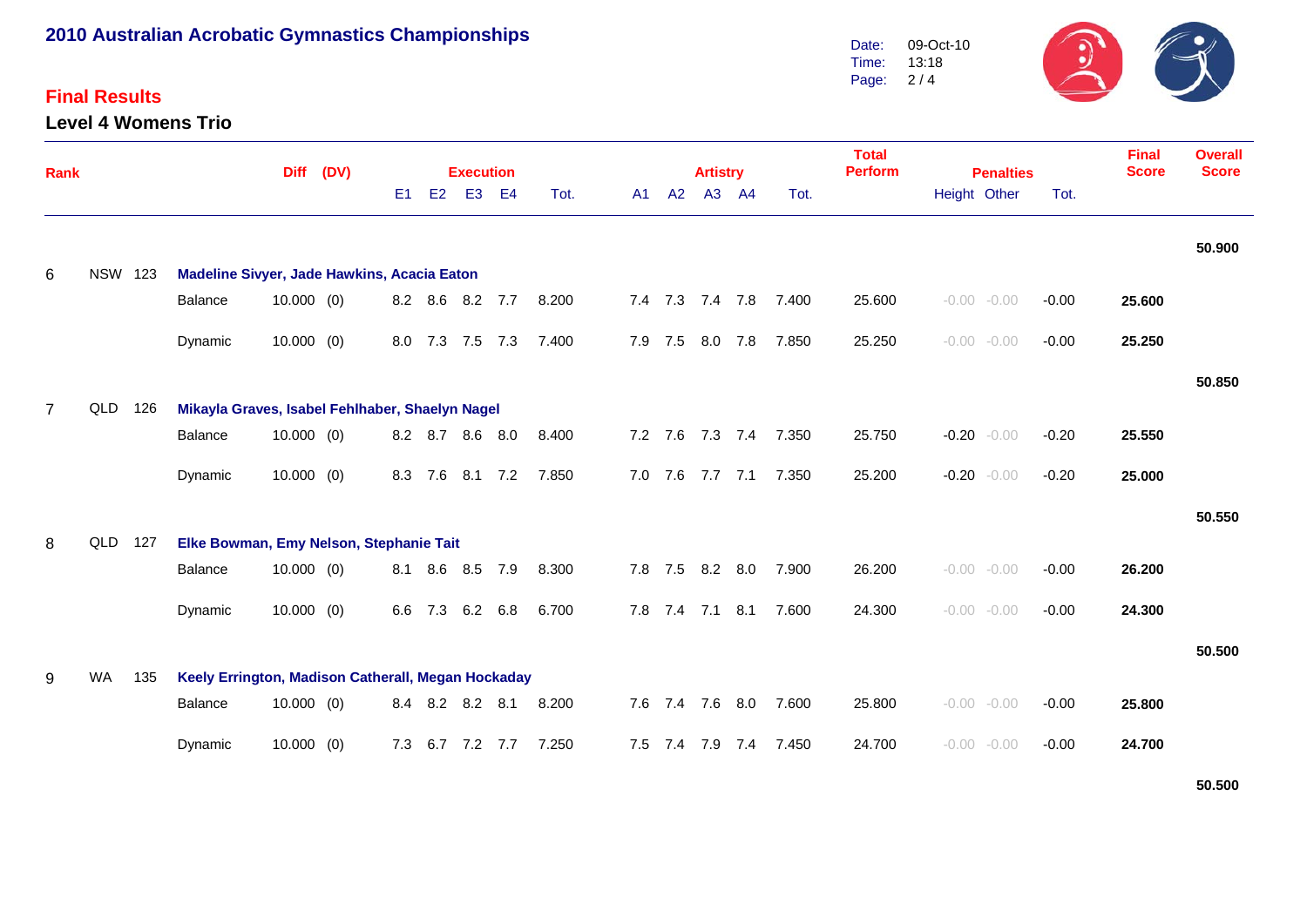## 2010 Australian Acrobatic Gymnastics Championships

Date: 09-Oct-10
Time: 13:18

## Final Results

### Level 4 Womens Trio

| Rank | | | | Diff | (DV) | Execution E1 | E2 | E3 | E4 | Tot. | Artistry A1 | A2 | A3 | A4 | Tot. | Total Perform | Penalties Height | Other | Tot. | Final Score | Overall Score |
|---|---|---|---|---|---|---|---|---|---|---|---|---|---|---|---|---|---|---|---|---|---|
| | | | | | | | | | | | | | | | | | | | | | **50.900** |
| 6 | NSW | 123 | **Madeline Sivyer, Jade Hawkins, Acacia Eaton** | | | | | | | | | | | | | | | | | | |
| | | | Balance | 10.000 | (0) | 8.2 | 8.6 | 8.2 | 7.7 | 8.200 | 7.4 | 7.3 | 7.4 | 7.8 | 7.400 | 25.600 | -0.00 | -0.00 | -0.00 | **25.600** | |
| | | | Dynamic | 10.000 | (0) | 8.0 | 7.3 | 7.5 | 7.3 | 7.400 | 7.9 | 7.5 | 8.0 | 7.8 | 7.850 | 25.250 | -0.00 | -0.00 | -0.00 | **25.250** | |
| | | | | | | | | | | | | | | | | | | | | | **50.850** |
| 7 | QLD | 126 | **Mikayla Graves, Isabel Fehlhaber, Shaelyn Nagel** | | | | | | | | | | | | | | | | | | |
| | | | Balance | 10.000 | (0) | 8.2 | 8.7 | 8.6 | 8.0 | 8.400 | 7.2 | 7.6 | 7.3 | 7.4 | 7.350 | 25.750 | -0.20 | -0.00 | -0.20 | **25.550** | |
| | | | Dynamic | 10.000 | (0) | 8.3 | 7.6 | 8.1 | 7.2 | 7.850 | 7.0 | 7.6 | 7.7 | 7.1 | 7.350 | 25.200 | -0.20 | -0.00 | -0.20 | **25.000** | |
| | | | | | | | | | | | | | | | | | | | | | **50.550** |
| 8 | QLD | 127 | **Elke Bowman, Emy Nelson, Stephanie Tait** | | | | | | | | | | | | | | | | | | |
| | | | Balance | 10.000 | (0) | 8.1 | 8.6 | 8.5 | 7.9 | 8.300 | 7.8 | 7.5 | 8.2 | 8.0 | 7.900 | 26.200 | -0.00 | -0.00 | -0.00 | **26.200** | |
| | | | Dynamic | 10.000 | (0) | 6.6 | 7.3 | 6.2 | 6.8 | 6.700 | 7.8 | 7.4 | 7.1 | 8.1 | 7.600 | 24.300 | -0.00 | -0.00 | -0.00 | **24.300** | |
| | | | | | | | | | | | | | | | | | | | | | **50.500** |
| 9 | WA | 135 | **Keely Errington, Madison Catherall, Megan Hockaday** | | | | | | | | | | | | | | | | | | |
| | | | Balance | 10.000 | (0) | 8.4 | 8.2 | 8.2 | 8.1 | 8.200 | 7.6 | 7.4 | 7.6 | 8.0 | 7.600 | 25.800 | -0.00 | -0.00 | -0.00 | **25.800** | |
| | | | Dynamic | 10.000 | (0) | 7.3 | 6.7 | 7.2 | 7.7 | 7.250 | 7.5 | 7.4 | 7.9 | 7.4 | 7.450 | 24.700 | -0.00 | -0.00 | -0.00 | **24.700** | |
| | | | | | | | | | | | | | | | | | | | | | **50.500** |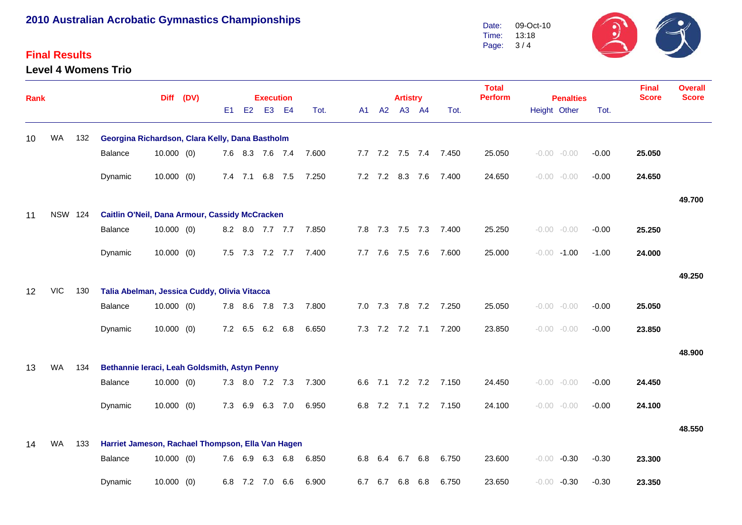# 2010 Australian Acrobatic Gymnastics Championships

Date: 09-Oct-10
Time: 13:18

## Final Results

### Level 4 Womens Trio

| Rank | | | | Diff | (DV) | E1 | E2 | E3 | E4 | Execution Tot. | A1 | A2 | A3 | A4 | Artistry Tot. | Total Perform | Penalties Height | Penalties Other | Penalties Tot. | Final Score | Overall Score |
|---|---|---|---|---|---|---|---|---|---|---|---|---|---|---|---|---|---|---|---|---|---|
| 10 | WA | 132 | **Georgina Richardson, Clara Kelly, Dana Bastholm** | | | | | | | | | | | | | | | | | | |
| | | | Balance | 10.000 | (0) | 7.6 | 8.3 | 7.6 | 7.4 | 7.600 | 7.7 | 7.2 | 7.5 | 7.4 | 7.450 | 25.050 | -0.00 | -0.00 | -0.00 | **25.050** | |
| | | | Dynamic | 10.000 | (0) | 7.4 | 7.1 | 6.8 | 7.5 | 7.250 | 7.2 | 7.2 | 8.3 | 7.6 | 7.400 | 24.650 | -0.00 | -0.00 | -0.00 | **24.650** | |
| | | | | | | | | | | | | | | | | | | | | | **49.700** |
| 11 | NSW | 124 | **Caitlin O'Neil, Dana Armour, Cassidy McCracken** | | | | | | | | | | | | | | | | | | |
| | | | Balance | 10.000 | (0) | 8.2 | 8.0 | 7.7 | 7.7 | 7.850 | 7.8 | 7.3 | 7.5 | 7.3 | 7.400 | 25.250 | -0.00 | -0.00 | -0.00 | **25.250** | |
| | | | Dynamic | 10.000 | (0) | 7.5 | 7.3 | 7.2 | 7.7 | 7.400 | 7.7 | 7.6 | 7.5 | 7.6 | 7.600 | 25.000 | -0.00 | -1.00 | -1.00 | **24.000** | |
| | | | | | | | | | | | | | | | | | | | | | **49.250** |
| 12 | VIC | 130 | **Talia Abelman, Jessica Cuddy, Olivia Vitacca** | | | | | | | | | | | | | | | | | | |
| | | | Balance | 10.000 | (0) | 7.8 | 8.6 | 7.8 | 7.3 | 7.800 | 7.0 | 7.3 | 7.8 | 7.2 | 7.250 | 25.050 | -0.00 | -0.00 | -0.00 | **25.050** | |
| | | | Dynamic | 10.000 | (0) | 7.2 | 6.5 | 6.2 | 6.8 | 6.650 | 7.3 | 7.2 | 7.2 | 7.1 | 7.200 | 23.850 | -0.00 | -0.00 | -0.00 | **23.850** | |
| | | | | | | | | | | | | | | | | | | | | | **48.900** |
| 13 | WA | 134 | **Bethannie Ieraci, Leah Goldsmith, Astyn Penny** | | | | | | | | | | | | | | | | | | |
| | | | Balance | 10.000 | (0) | 7.3 | 8.0 | 7.2 | 7.3 | 7.300 | 6.6 | 7.1 | 7.2 | 7.2 | 7.150 | 24.450 | -0.00 | -0.00 | -0.00 | **24.450** | |
| | | | Dynamic | 10.000 | (0) | 7.3 | 6.9 | 6.3 | 7.0 | 6.950 | 6.8 | 7.2 | 7.1 | 7.2 | 7.150 | 24.100 | -0.00 | -0.00 | -0.00 | **24.100** | |
| | | | | | | | | | | | | | | | | | | | | | **48.550** |
| 14 | WA | 133 | **Harriet Jameson, Rachael Thompson, Ella Van Hagen** | | | | | | | | | | | | | | | | | | |
| | | | Balance | 10.000 | (0) | 7.6 | 6.9 | 6.3 | 6.8 | 6.850 | 6.8 | 6.4 | 6.7 | 6.8 | 6.750 | 23.600 | -0.00 | -0.30 | -0.30 | **23.300** | |
| | | | Dynamic | 10.000 | (0) | 6.8 | 7.2 | 7.0 | 6.6 | 6.900 | 6.7 | 6.7 | 6.8 | 6.8 | 6.750 | 23.650 | -0.00 | -0.30 | -0.30 | **23.350** | |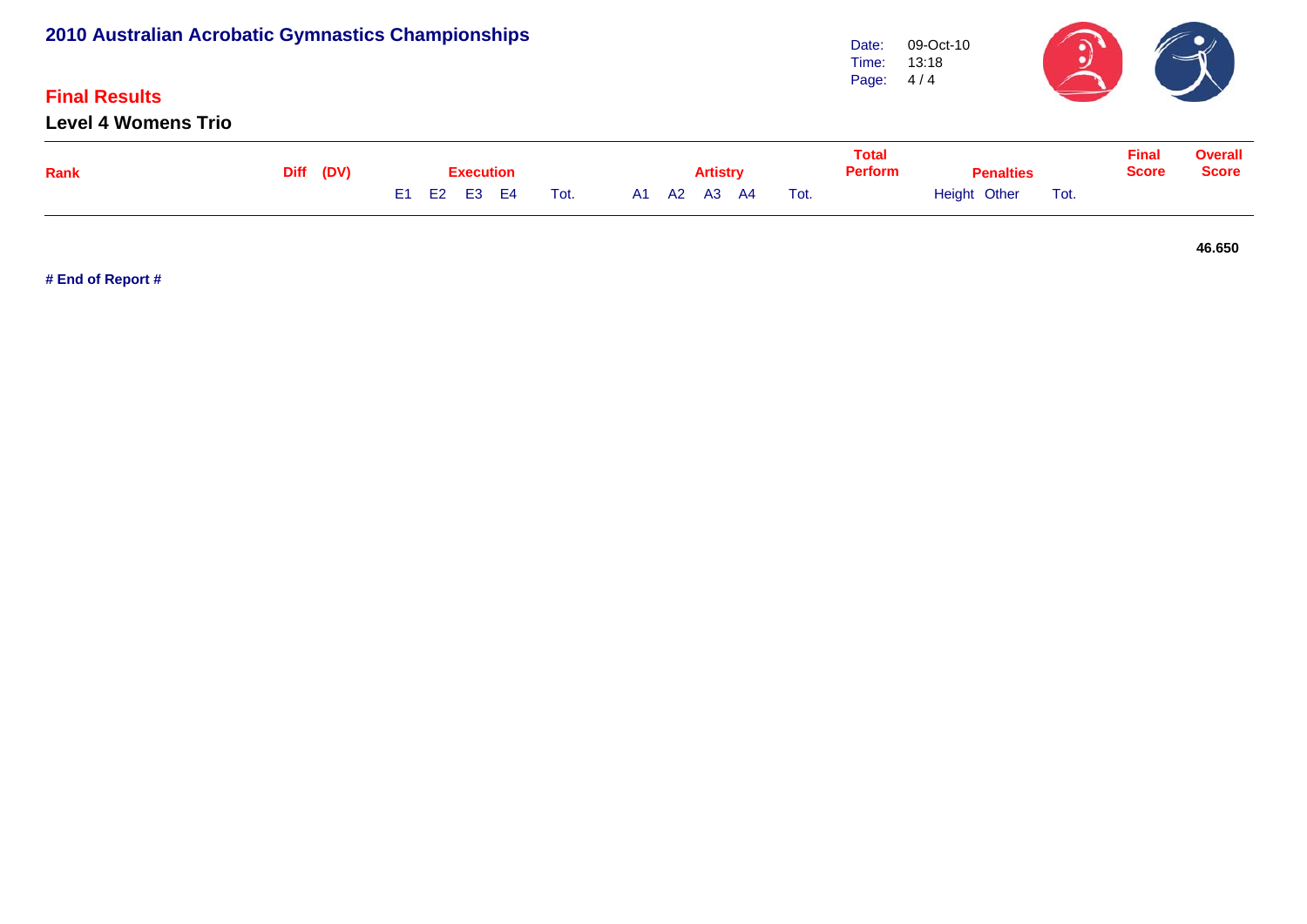## 2010 Australian Acrobatic Gymnastics Championships

Date: 09-Oct-10
Time: 13:18

### Final Results

### Level 4 Womens Trio

| Rank | Diff | (DV) | Execution | | | | | Artistry | | | | | Total Perform | Penalties | | | Final Score | Overall Score |
|---|---|---|---|---|---|---|---|---|---|---|---|---|---|---|---|---|---|---|
| | | | E1 | E2 | E3 | E4 | Tot. | A1 | A2 | A3 | A4 | Tot. | | Height | Other | Tot. | | |
| | | | | | | | | | | | | | | | | | | 46.650 |

**# End of Report #**